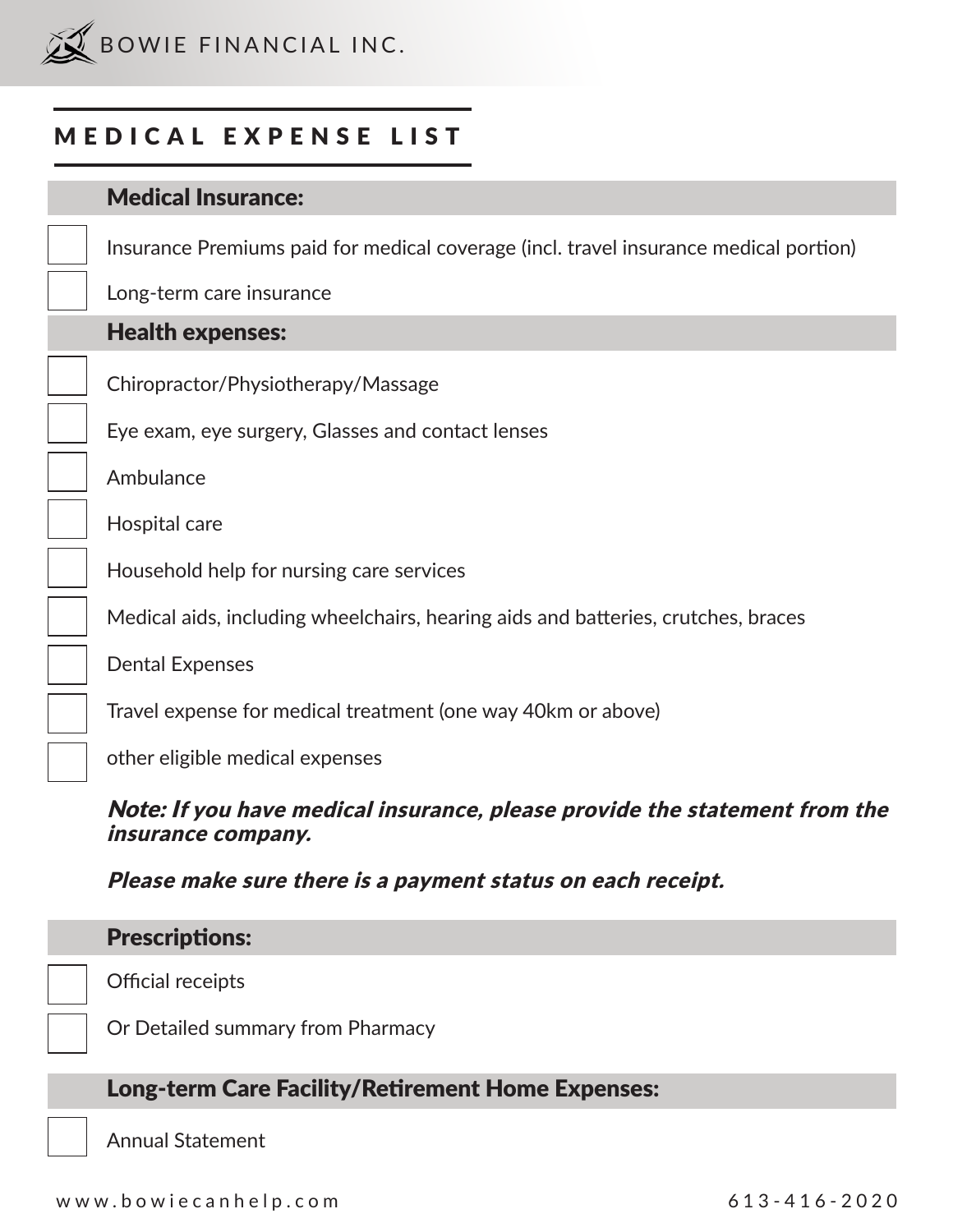BOWIE FINANCIAL INC.

# MEDICAL EXPENSE LIST

## Medical Insurance:

- [ ] Insurance Premiums paid for medical coverage (incl. travel insurance medical portion)
- [ ] Long-term care insurance

## Health expenses:

- [ ] Chiropractor/Physiotherapy/Massage
- [ ] Eye exam, eye surgery, Glasses and contact lenses
- [ ] Ambulance
- [ ] Hospital care
- [ ] Household help for nursing care services
- [ ] Medical aids, including wheelchairs, hearing aids and batteries, crutches, braces
- [ ] Dental Expenses
- [ ] Travel expense for medical treatment (one way 40km or above)
- [ ] other eligible medical expenses

***Note: If you have medical insurance, please provide the statement from the insurance company.***

***Please make sure there is a payment status on each receipt.***

## Prescriptions:

- [ ] Official receipts
- [ ] Or Detailed summary from Pharmacy

## Long-term Care Facility/Retirement Home Expenses:

- [ ] Annual Statement

www.bowiecanhelp.com 613-416-2020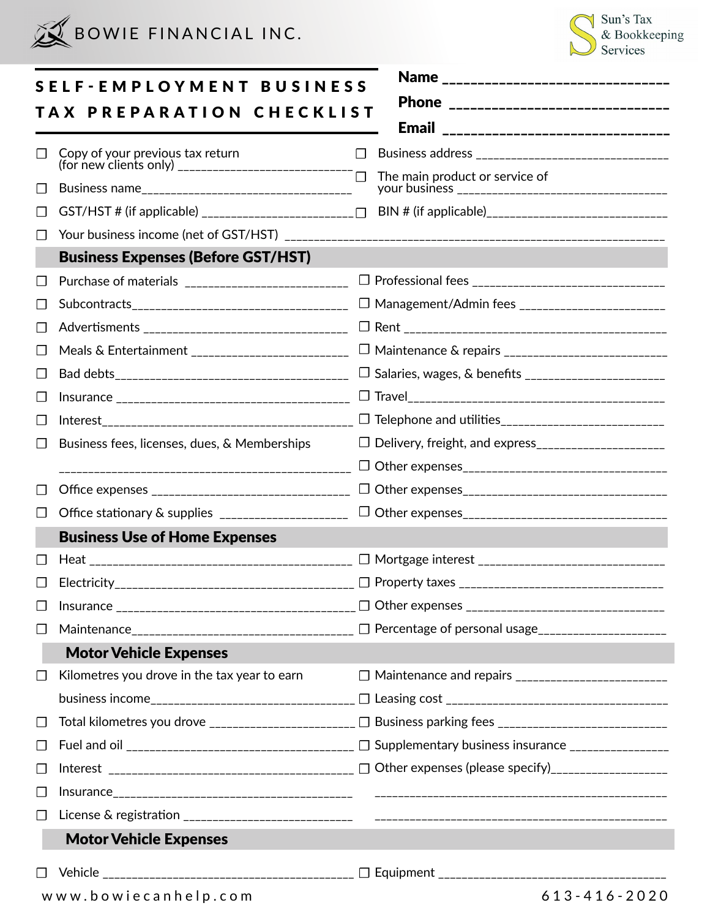BOWIE FINANCIAL INC.

Sun's Tax & Bookkeeping Services

# SELF-EMPLOYMENT BUSINESS TAX PREPARATION CHECKLIST

**Name** ________________________________

**Phone** ________________________________

**Email** ________________________________

- ☐ Copy of your previous tax return (for new clients only) ____________________________
- ☐ Business name ____________________________________
- ☐ GST/HST # (if applicable) ________________________
- ☐ Business address ______________________________
- ☐ The main product or service of your business ______________________________
- ☐ BIN # (if applicable) ____________________________
- ☐ Your business income (net of GST/HST) ____________________________________________________________

## Business Expenses (Before GST/HST)

- ☐ Purchase of materials ________________________
- ☐ Subcontracts ________________________________
- ☐ Advertisments ______________________________
- ☐ Meals & Entertainment ________________________
- ☐ Bad debts ___________________________________
- ☐ Insurance ___________________________________
- ☐ Interest _____________________________________
- ☐ Business fees, licenses, dues, & Memberships ______________________________________________
- ☐ Office expenses ______________________________
- ☐ Office stationary & supplies ___________________
- ☐ Professional fees ______________________________
- ☐ Management/Admin fees _______________________
- ☐ Rent ________________________________________
- ☐ Maintenance & repairs _________________________
- ☐ Salaries, wages, & benefits _____________________
- ☐ Travel ______________________________________
- ☐ Telephone and utilities _________________________
- ☐ Delivery, freight, and express ___________________
- ☐ Other expenses ________________________________
- ☐ Other expenses ________________________________
- ☐ Other expenses ________________________________

## Business Use of Home Expenses

- ☐ Heat ________________________________________
- ☐ Electricity ____________________________________
- ☐ Insurance _____________________________________
- ☐ Maintenance ___________________________________
- ☐ Mortgage interest ______________________________
- ☐ Property taxes _________________________________
- ☐ Other expenses _________________________________
- ☐ Percentage of personal usage ____________________

## Motor Vehicle Expenses

- ☐ Kilometres you drove in the tax year to earn business income ______________________________
- ☐ Total kilometres you drove ______________________
- ☐ Fuel and oil ___________________________________
- ☐ Interest ______________________________________
- ☐ Insurance _____________________________________
- ☐ License & registration __________________________
- ☐ Maintenance and repairs ________________________
- ☐ Leasing cost ___________________________________
- ☐ Business parking fees __________________________
- ☐ Supplementary business insurance ________________
- ☐ Other expenses (please specify) __________________

________________________________________________

________________________________________________

## Motor Vehicle Expenses

- ☐ Vehicle ______________________________________
- ☐ Equipment ____________________________________

www.bowiecanhelp.com 613-416-2020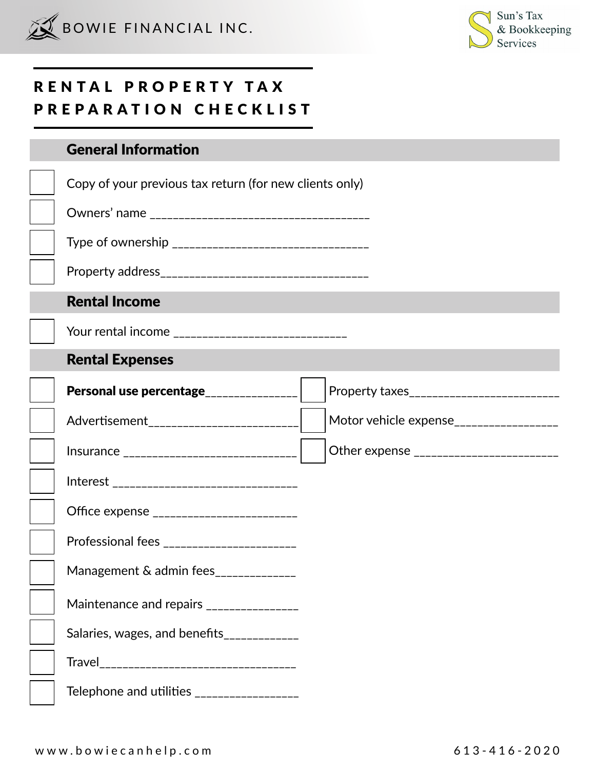BOWIE FINANCIAL INC.

Sun's Tax & Bookkeeping Services

# RENTAL PROPERTY TAX PREPARATION CHECKLIST

## General Information

- [ ] Copy of your previous tax return (for new clients only)
- [ ] Owners' name ___________________________________
- [ ] Type of ownership _______________________________
- [ ] Property address________________________________

## Rental Income

- [ ] Your rental income ____________________________

## Rental Expenses

- [ ] **Personal use percentage**______________
- [ ] Advertisement______________________
- [ ] Insurance ___________________________
- [ ] Interest ______________________________
- [ ] Office expense _______________________
- [ ] Professional fees ____________________
- [ ] Management & admin fees____________
- [ ] Maintenance and repairs ______________
- [ ] Salaries, wages, and benefits____________
- [ ] Travel________________________________
- [ ] Telephone and utilities ________________
- [ ] Property taxes_______________________
- [ ] Motor vehicle expense________________
- [ ] Other expense ______________________

www.bowiecanhelp.com

613-416-2020